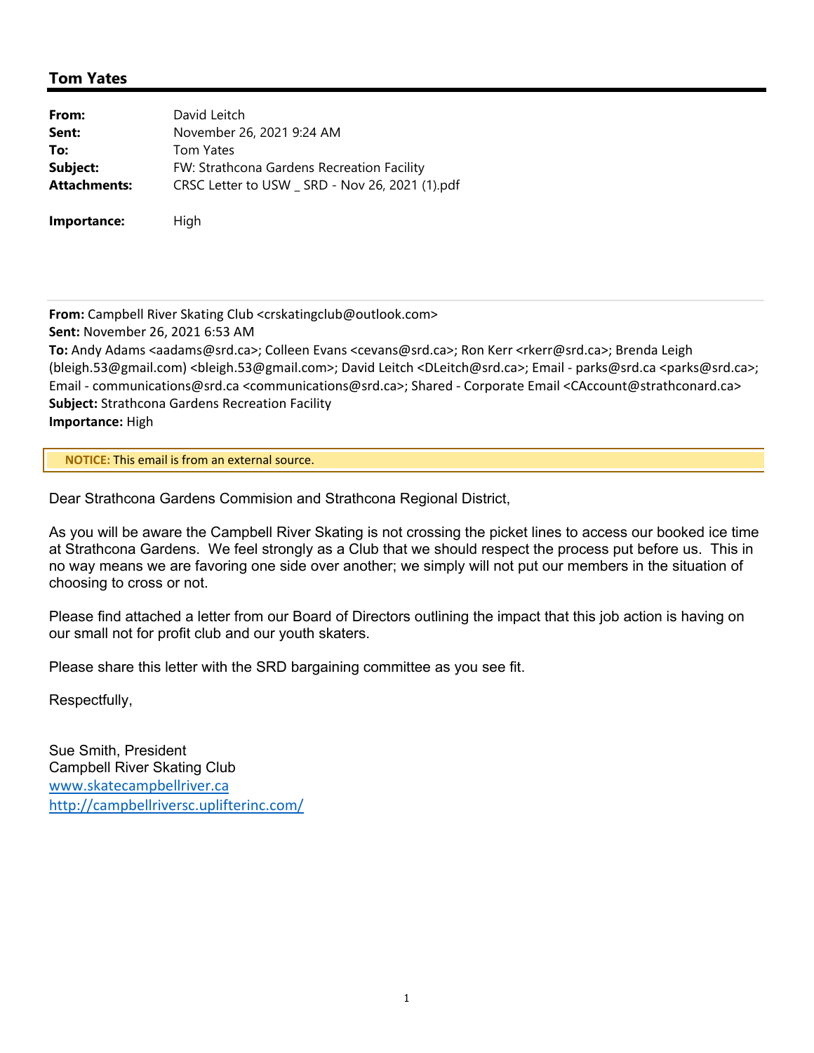## Tom Yates

| | |
|---|---|
| **From:** | David Leitch |
| **Sent:** | November 26, 2021 9:24 AM |
| **To:** | Tom Yates |
| **Subject:** | FW: Strathcona Gardens Recreation Facility |
| **Attachments:** | CRSC Letter to USW _ SRD - Nov 26, 2021 (1).pdf |

**Importance:** High

---

**From:** Campbell River Skating Club <crskatingclub@outlook.com>
**Sent:** November 26, 2021 6:53 AM
**To:** Andy Adams <aadams@srd.ca>; Colleen Evans <cevans@srd.ca>; Ron Kerr <rkerr@srd.ca>; Brenda Leigh (bleigh.53@gmail.com) <bleigh.53@gmail.com>; David Leitch <DLeitch@srd.ca>; Email - parks@srd.ca <parks@srd.ca>; Email - communications@srd.ca <communications@srd.ca>; Shared - Corporate Email <CAccount@strathconard.ca>
**Subject:** Strathcona Gardens Recreation Facility
**Importance:** High

**NOTICE:** This email is from an external source.

Dear Strathcona Gardens Commision and Strathcona Regional District,

As you will be aware the Campbell River Skating is not crossing the picket lines to access our booked ice time at Strathcona Gardens. We feel strongly as a Club that we should respect the process put before us. This in no way means we are favoring one side over another; we simply will not put our members in the situation of choosing to cross or not.

Please find attached a letter from our Board of Directors outlining the impact that this job action is having on our small not for profit club and our youth skaters.

Please share this letter with the SRD bargaining committee as you see fit.

Respectfully,

Sue Smith, President
Campbell River Skating Club
www.skatecampbellriver.ca
http://campbellriversc.uplifterinc.com/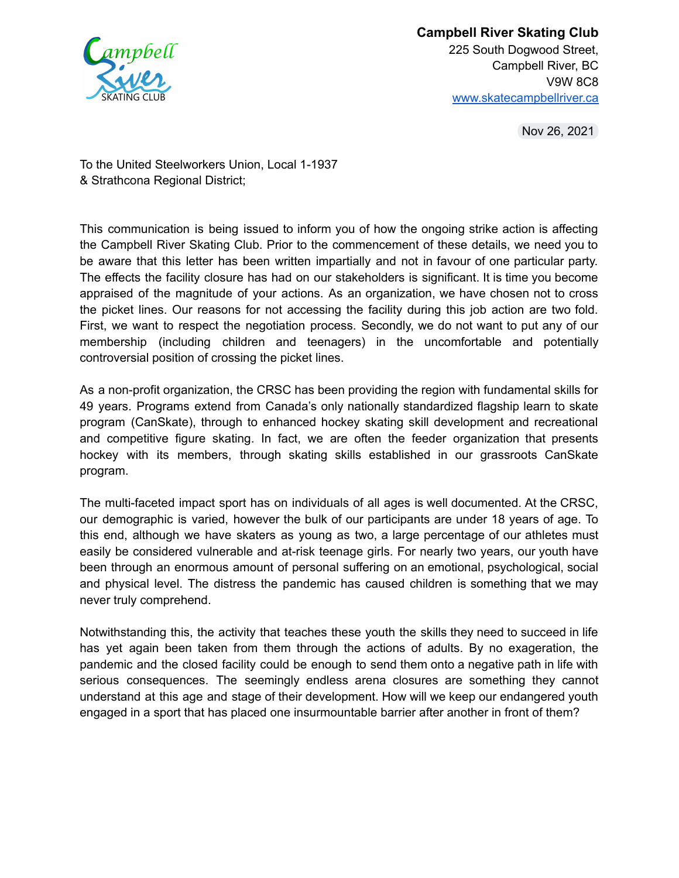**Campbell River Skating Club**
225 South Dogwood Street,
Campbell River, BC
V9W 8C8
[www.skatecampbellriver.ca](http://www.skatecampbellriver.ca)

Nov 26, 2021

To the United Steelworkers Union, Local 1-1937
& Strathcona Regional District;

This communication is being issued to inform you of how the ongoing strike action is affecting the Campbell River Skating Club. Prior to the commencement of these details, we need you to be aware that this letter has been written impartially and not in favour of one particular party. The effects the facility closure has had on our stakeholders is significant. It is time you become appraised of the magnitude of your actions. As an organization, we have chosen not to cross the picket lines. Our reasons for not accessing the facility during this job action are two fold. First, we want to respect the negotiation process. Secondly, we do not want to put any of our membership (including children and teenagers) in the uncomfortable and potentially controversial position of crossing the picket lines.

As a non-profit organization, the CRSC has been providing the region with fundamental skills for 49 years. Programs extend from Canada's only nationally standardized flagship learn to skate program (CanSkate), through to enhanced hockey skating skill development and recreational and competitive figure skating. In fact, we are often the feeder organization that presents hockey with its members, through skating skills established in our grassroots CanSkate program.

The multi-faceted impact sport has on individuals of all ages is well documented. At the CRSC, our demographic is varied, however the bulk of our participants are under 18 years of age. To this end, although we have skaters as young as two, a large percentage of our athletes must easily be considered vulnerable and at-risk teenage girls. For nearly two years, our youth have been through an enormous amount of personal suffering on an emotional, psychological, social and physical level. The distress the pandemic has caused children is something that we may never truly comprehend.

Notwithstanding this, the activity that teaches these youth the skills they need to succeed in life has yet again been taken from them through the actions of adults. By no exageration, the pandemic and the closed facility could be enough to send them onto a negative path in life with serious consequences. The seemingly endless arena closures are something they cannot understand at this age and stage of their development. How will we keep our endangered youth engaged in a sport that has placed one insurmountable barrier after another in front of them?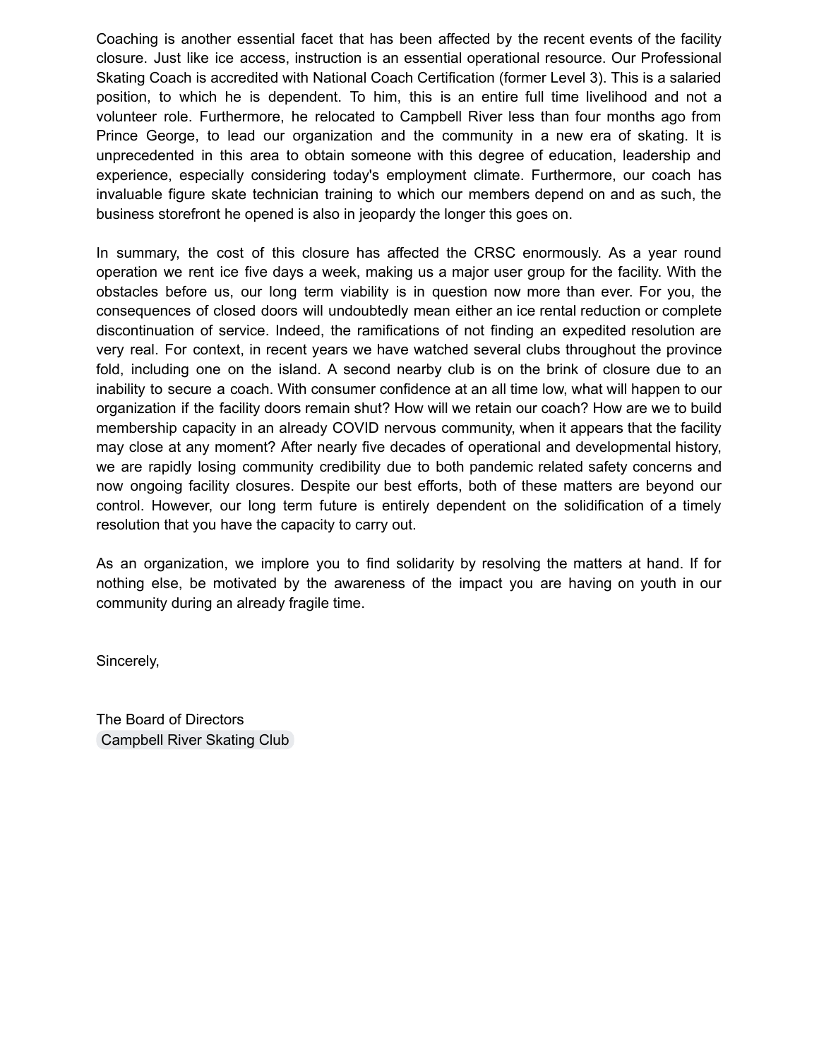Coaching is another essential facet that has been affected by the recent events of the facility closure. Just like ice access, instruction is an essential operational resource. Our Professional Skating Coach is accredited with National Coach Certification (former Level 3). This is a salaried position, to which he is dependent. To him, this is an entire full time livelihood and not a volunteer role. Furthermore, he relocated to Campbell River less than four months ago from Prince George, to lead our organization and the community in a new era of skating. It is unprecedented in this area to obtain someone with this degree of education, leadership and experience, especially considering today's employment climate. Furthermore, our coach has invaluable figure skate technician training to which our members depend on and as such, the business storefront he opened is also in jeopardy the longer this goes on.

In summary, the cost of this closure has affected the CRSC enormously. As a year round operation we rent ice five days a week, making us a major user group for the facility. With the obstacles before us, our long term viability is in question now more than ever. For you, the consequences of closed doors will undoubtedly mean either an ice rental reduction or complete discontinuation of service. Indeed, the ramifications of not finding an expedited resolution are very real. For context, in recent years we have watched several clubs throughout the province fold, including one on the island. A second nearby club is on the brink of closure due to an inability to secure a coach. With consumer confidence at an all time low, what will happen to our organization if the facility doors remain shut? How will we retain our coach? How are we to build membership capacity in an already COVID nervous community, when it appears that the facility may close at any moment? After nearly five decades of operational and developmental history, we are rapidly losing community credibility due to both pandemic related safety concerns and now ongoing facility closures. Despite our best efforts, both of these matters are beyond our control. However, our long term future is entirely dependent on the solidification of a timely resolution that you have the capacity to carry out.

As an organization, we implore you to find solidarity by resolving the matters at hand. If for nothing else, be motivated by the awareness of the impact you are having on youth in our community during an already fragile time.

Sincerely,

The Board of Directors
Campbell River Skating Club